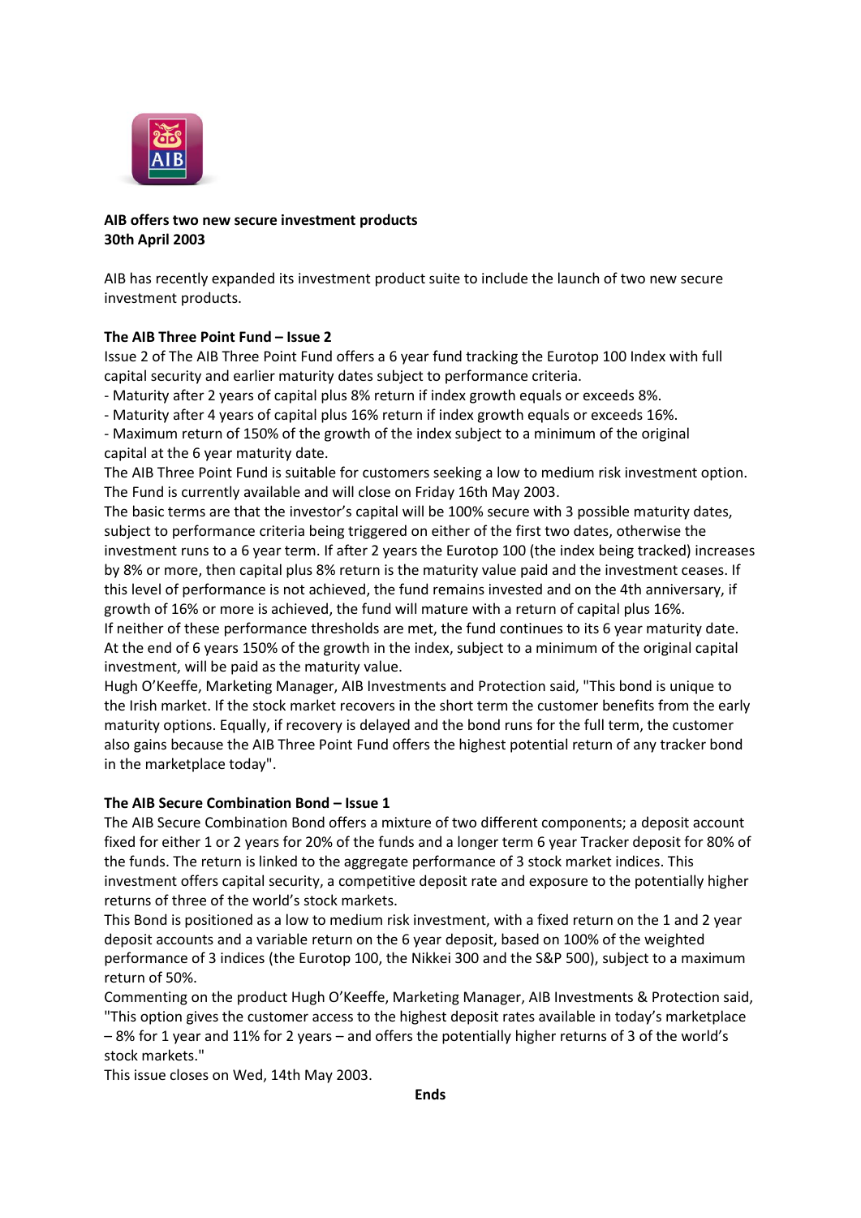**AIB offers two new secure investment products**
**30th April 2003**

AIB has recently expanded its investment product suite to include the launch of two new secure investment products.

**The AIB Three Point Fund – Issue 2**

Issue 2 of The AIB Three Point Fund offers a 6 year fund tracking the Eurotop 100 Index with full capital security and earlier maturity dates subject to performance criteria.

- Maturity after 2 years of capital plus 8% return if index growth equals or exceeds 8%.
- Maturity after 4 years of capital plus 16% return if index growth equals or exceeds 16%.
- Maximum return of 150% of the growth of the index subject to a minimum of the original capital at the 6 year maturity date.

The AIB Three Point Fund is suitable for customers seeking a low to medium risk investment option. The Fund is currently available and will close on Friday 16th May 2003.

The basic terms are that the investor's capital will be 100% secure with 3 possible maturity dates, subject to performance criteria being triggered on either of the first two dates, otherwise the investment runs to a 6 year term. If after 2 years the Eurotop 100 (the index being tracked) increases by 8% or more, then capital plus 8% return is the maturity value paid and the investment ceases. If this level of performance is not achieved, the fund remains invested and on the 4th anniversary, if growth of 16% or more is achieved, the fund will mature with a return of capital plus 16%.

If neither of these performance thresholds are met, the fund continues to its 6 year maturity date. At the end of 6 years 150% of the growth in the index, subject to a minimum of the original capital investment, will be paid as the maturity value.

Hugh O'Keeffe, Marketing Manager, AIB Investments and Protection said, "This bond is unique to the Irish market. If the stock market recovers in the short term the customer benefits from the early maturity options. Equally, if recovery is delayed and the bond runs for the full term, the customer also gains because the AIB Three Point Fund offers the highest potential return of any tracker bond in the marketplace today".

**The AIB Secure Combination Bond – Issue 1**

The AIB Secure Combination Bond offers a mixture of two different components; a deposit account fixed for either 1 or 2 years for 20% of the funds and a longer term 6 year Tracker deposit for 80% of the funds. The return is linked to the aggregate performance of 3 stock market indices. This investment offers capital security, a competitive deposit rate and exposure to the potentially higher returns of three of the world's stock markets.

This Bond is positioned as a low to medium risk investment, with a fixed return on the 1 and 2 year deposit accounts and a variable return on the 6 year deposit, based on 100% of the weighted performance of 3 indices (the Eurotop 100, the Nikkei 300 and the S&P 500), subject to a maximum return of 50%.

Commenting on the product Hugh O'Keeffe, Marketing Manager, AIB Investments & Protection said, "This option gives the customer access to the highest deposit rates available in today's marketplace – 8% for 1 year and 11% for 2 years – and offers the potentially higher returns of 3 of the world's stock markets."

This issue closes on Wed, 14th May 2003.

**Ends**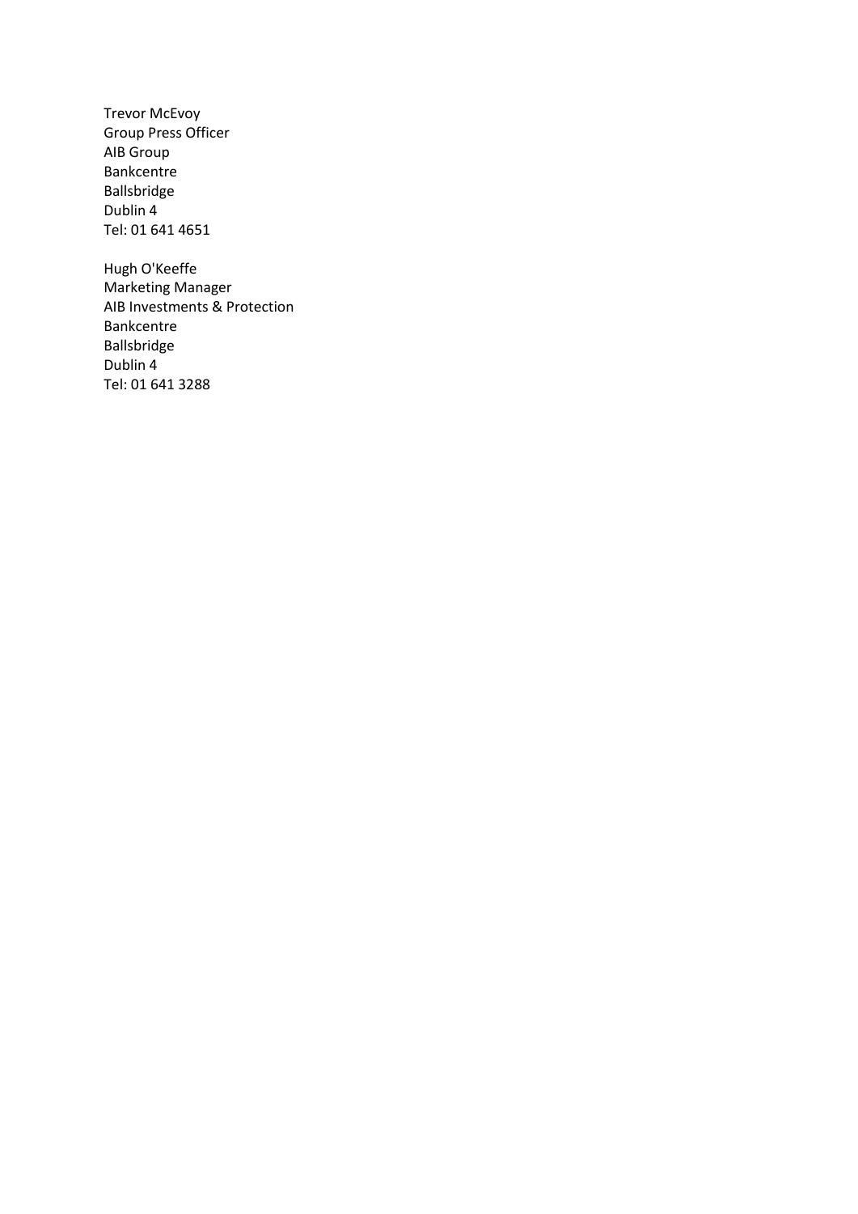Trevor McEvoy
Group Press Officer
AIB Group
Bankcentre
Ballsbridge
Dublin 4
Tel: 01 641 4651

Hugh O'Keeffe
Marketing Manager
AIB Investments & Protection
Bankcentre
Ballsbridge
Dublin 4
Tel: 01 641 3288